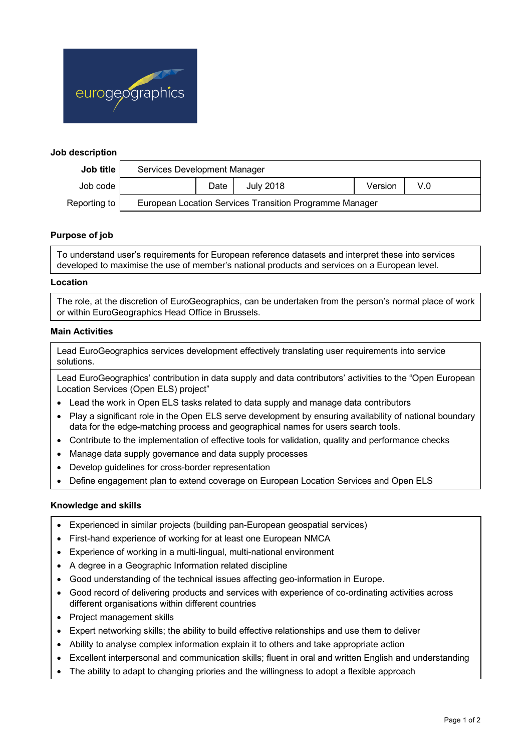## Job description

| Job title | Services Development Manager | | | | |
|---|---|---|---|---|---|
| Job code | | Date | July 2018 | Version | V.0 |
| Reporting to | European Location Services Transition Programme Manager | | | | |

## Purpose of job

To understand user's requirements for European reference datasets and interpret these into services developed to maximise the use of member's national products and services on a European level.

## Location

The role, at the discretion of EuroGeographics, can be undertaken from the person's normal place of work or within EuroGeographics Head Office in Brussels.

## Main Activities

Lead EuroGeographics services development effectively translating user requirements into service solutions.

Lead EuroGeographics' contribution in data supply and data contributors' activities to the "Open European Location Services (Open ELS) project"

- Lead the work in Open ELS tasks related to data supply and manage data contributors
- Play a significant role in the Open ELS serve development by ensuring availability of national boundary data for the edge-matching process and geographical names for users search tools.
- Contribute to the implementation of effective tools for validation, quality and performance checks
- Manage data supply governance and data supply processes
- Develop guidelines for cross-border representation
- Define engagement plan to extend coverage on European Location Services and Open ELS

## Knowledge and skills

- Experienced in similar projects (building pan-European geospatial services)
- First-hand experience of working for at least one European NMCA
- Experience of working in a multi-lingual, multi-national environment
- A degree in a Geographic Information related discipline
- Good understanding of the technical issues affecting geo-information in Europe.
- Good record of delivering products and services with experience of co-ordinating activities across different organisations within different countries
- Project management skills
- Expert networking skills; the ability to build effective relationships and use them to deliver
- Ability to analyse complex information explain it to others and take appropriate action
- Excellent interpersonal and communication skills; fluent in oral and written English and understanding
- The ability to adapt to changing priories and the willingness to adopt a flexible approach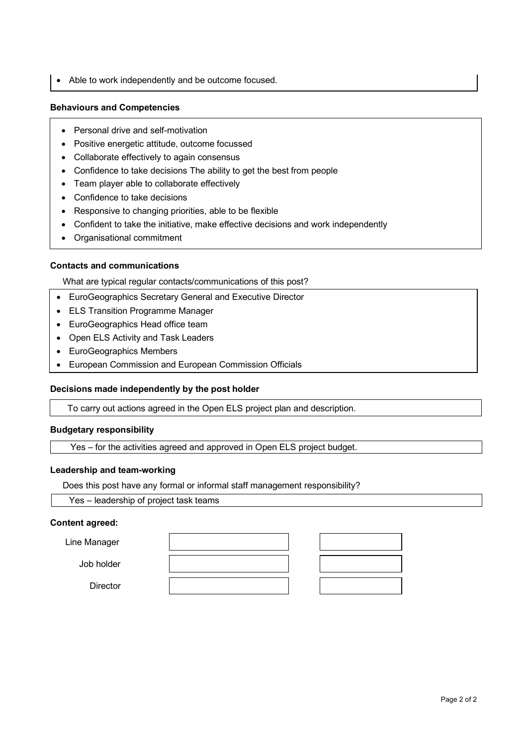- Able to work independently and be outcome focused.

**Behaviours and Competencies**

- Personal drive and self-motivation
- Positive energetic attitude, outcome focussed
- Collaborate effectively to again consensus
- Confidence to take decisions The ability to get the best from people
- Team player able to collaborate effectively
- Confidence to take decisions
- Responsive to changing priorities, able to be flexible
- Confident to take the initiative, make effective decisions and work independently
- Organisational commitment

**Contacts and communications**

What are typical regular contacts/communications of this post?

- EuroGeographics Secretary General and Executive Director
- ELS Transition Programme Manager
- EuroGeographics Head office team
- Open ELS Activity and Task Leaders
- EuroGeographics Members
- European Commission and European Commission Officials

**Decisions made independently by the post holder**

To carry out actions agreed in the Open ELS project plan and description.

**Budgetary responsibility**

Yes – for the activities agreed and approved in Open ELS project budget.

**Leadership and team-working**

Does this post have any formal or informal staff management responsibility?

Yes – leadership of project task teams

**Content agreed:**

| | | |
|---|---|---|
| Line Manager | | |
| Job holder | | |
| Director | | |